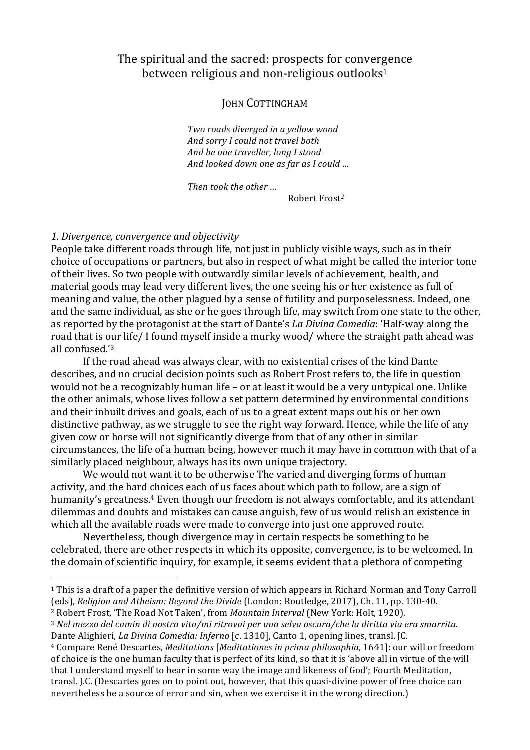# The spiritual and the sacred: prospects for convergence between religious and non-religious outlooks[1]

JOHN COTTINGHAM

*Two roads diverged in a yellow wood*
*And sorry I could not travel both*
*And be one traveller, long I stood*
*And looked down one as far as I could ...*

*Then took the other ...*

Robert Frost[2]

### *1. Divergence, convergence and objectivity*

People take different roads through life, not just in publicly visible ways, such as in their choice of occupations or partners, but also in respect of what might be called the interior tone of their lives. So two people with outwardly similar levels of achievement, health, and material goods may lead very different lives, the one seeing his or her existence as full of meaning and value, the other plagued by a sense of futility and purposelessness. Indeed, one and the same individual, as she or he goes through life, may switch from one state to the other, as reported by the protagonist at the start of Dante's *La Divina Comedia*: 'Half-way along the road that is our life/ I found myself inside a murky wood/ where the straight path ahead was all confused.'[3]

If the road ahead was always clear, with no existential crises of the kind Dante describes, and no crucial decision points such as Robert Frost refers to, the life in question would not be a recognizably human life – or at least it would be a very untypical one. Unlike the other animals, whose lives follow a set pattern determined by environmental conditions and their inbuilt drives and goals, each of us to a great extent maps out his or her own distinctive pathway, as we struggle to see the right way forward. Hence, while the life of any given cow or horse will not significantly diverge from that of any other in similar circumstances, the life of a human being, however much it may have in common with that of a similarly placed neighbour, always has its own unique trajectory.

We would not want it to be otherwise The varied and diverging forms of human activity, and the hard choices each of us faces about which path to follow, are a sign of humanity's greatness.[4] Even though our freedom is not always comfortable, and its attendant dilemmas and doubts and mistakes can cause anguish, few of us would relish an existence in which all the available roads were made to converge into just one approved route.

Nevertheless, though divergence may in certain respects be something to be celebrated, there are other respects in which its opposite, convergence, is to be welcomed. In the domain of scientific inquiry, for example, it seems evident that a plethora of competing

---

[1] This is a draft of a paper the definitive version of which appears in Richard Norman and Tony Carroll (eds), *Religion and Atheism: Beyond the Divide* (London: Routledge, 2017), Ch. 11, pp. 130-40.

[2] Robert Frost, 'The Road Not Taken', from *Mountain Interval* (New York: Holt, 1920).

[3] *Nel mezzo del camin di nostra vita/mi ritrovai per una selva oscura/che la diritta via era smarrita.* Dante Alighieri, *La Divina Comedia: Inferno* [c. 1310], Canto 1, opening lines, transl. JC.

[4] Compare René Descartes, *Meditations* [*Meditationes in prima philosophia*, 1641]: our will or freedom of choice is the one human faculty that is perfect of its kind, so that it is 'above all in virtue of the will that I understand myself to bear in some way the image and likeness of God'; Fourth Meditation, transl. J.C. (Descartes goes on to point out, however, that this quasi-divine power of free choice can nevertheless be a source of error and sin, when we exercise it in the wrong direction.)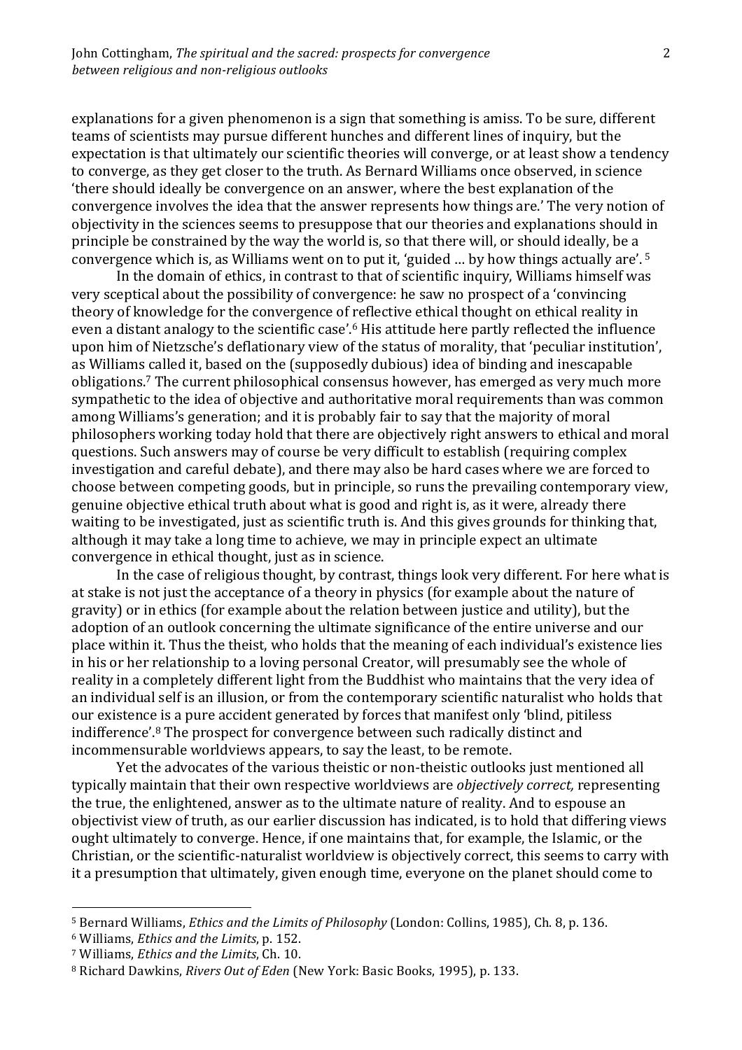explanations for a given phenomenon is a sign that something is amiss. To be sure, different teams of scientists may pursue different hunches and different lines of inquiry, but the expectation is that ultimately our scientific theories will converge, or at least show a tendency to converge, as they get closer to the truth. As Bernard Williams once observed, in science 'there should ideally be convergence on an answer, where the best explanation of the convergence involves the idea that the answer represents how things are.' The very notion of objectivity in the sciences seems to presuppose that our theories and explanations should in principle be constrained by the way the world is, so that there will, or should ideally, be a convergence which is, as Williams went on to put it, 'guided … by how things actually are'.[5]

In the domain of ethics, in contrast to that of scientific inquiry, Williams himself was very sceptical about the possibility of convergence: he saw no prospect of a 'convincing theory of knowledge for the convergence of reflective ethical thought on ethical reality in even a distant analogy to the scientific case'.[6] His attitude here partly reflected the influence upon him of Nietzsche's deflationary view of the status of morality, that 'peculiar institution', as Williams called it, based on the (supposedly dubious) idea of binding and inescapable obligations.[7] The current philosophical consensus however, has emerged as very much more sympathetic to the idea of objective and authoritative moral requirements than was common among Williams's generation; and it is probably fair to say that the majority of moral philosophers working today hold that there are objectively right answers to ethical and moral questions. Such answers may of course be very difficult to establish (requiring complex investigation and careful debate), and there may also be hard cases where we are forced to choose between competing goods, but in principle, so runs the prevailing contemporary view, genuine objective ethical truth about what is good and right is, as it were, already there waiting to be investigated, just as scientific truth is. And this gives grounds for thinking that, although it may take a long time to achieve, we may in principle expect an ultimate convergence in ethical thought, just as in science.

In the case of religious thought, by contrast, things look very different. For here what is at stake is not just the acceptance of a theory in physics (for example about the nature of gravity) or in ethics (for example about the relation between justice and utility), but the adoption of an outlook concerning the ultimate significance of the entire universe and our place within it. Thus the theist, who holds that the meaning of each individual's existence lies in his or her relationship to a loving personal Creator, will presumably see the whole of reality in a completely different light from the Buddhist who maintains that the very idea of an individual self is an illusion, or from the contemporary scientific naturalist who holds that our existence is a pure accident generated by forces that manifest only 'blind, pitiless indifference'.[8] The prospect for convergence between such radically distinct and incommensurable worldviews appears, to say the least, to be remote.

Yet the advocates of the various theistic or non-theistic outlooks just mentioned all typically maintain that their own respective worldviews are *objectively correct,* representing the true, the enlightened, answer as to the ultimate nature of reality. And to espouse an objectivist view of truth, as our earlier discussion has indicated, is to hold that differing views ought ultimately to converge. Hence, if one maintains that, for example, the Islamic, or the Christian, or the scientific-naturalist worldview is objectively correct, this seems to carry with it a presumption that ultimately, given enough time, everyone on the planet should come to

[5] Bernard Williams, *Ethics and the Limits of Philosophy* (London: Collins, 1985), Ch. 8, p. 136.

[6] Williams, *Ethics and the Limits*, p. 152.

[7] Williams, *Ethics and the Limits*, Ch. 10.

[8] Richard Dawkins, *Rivers Out of Eden* (New York: Basic Books, 1995), p. 133.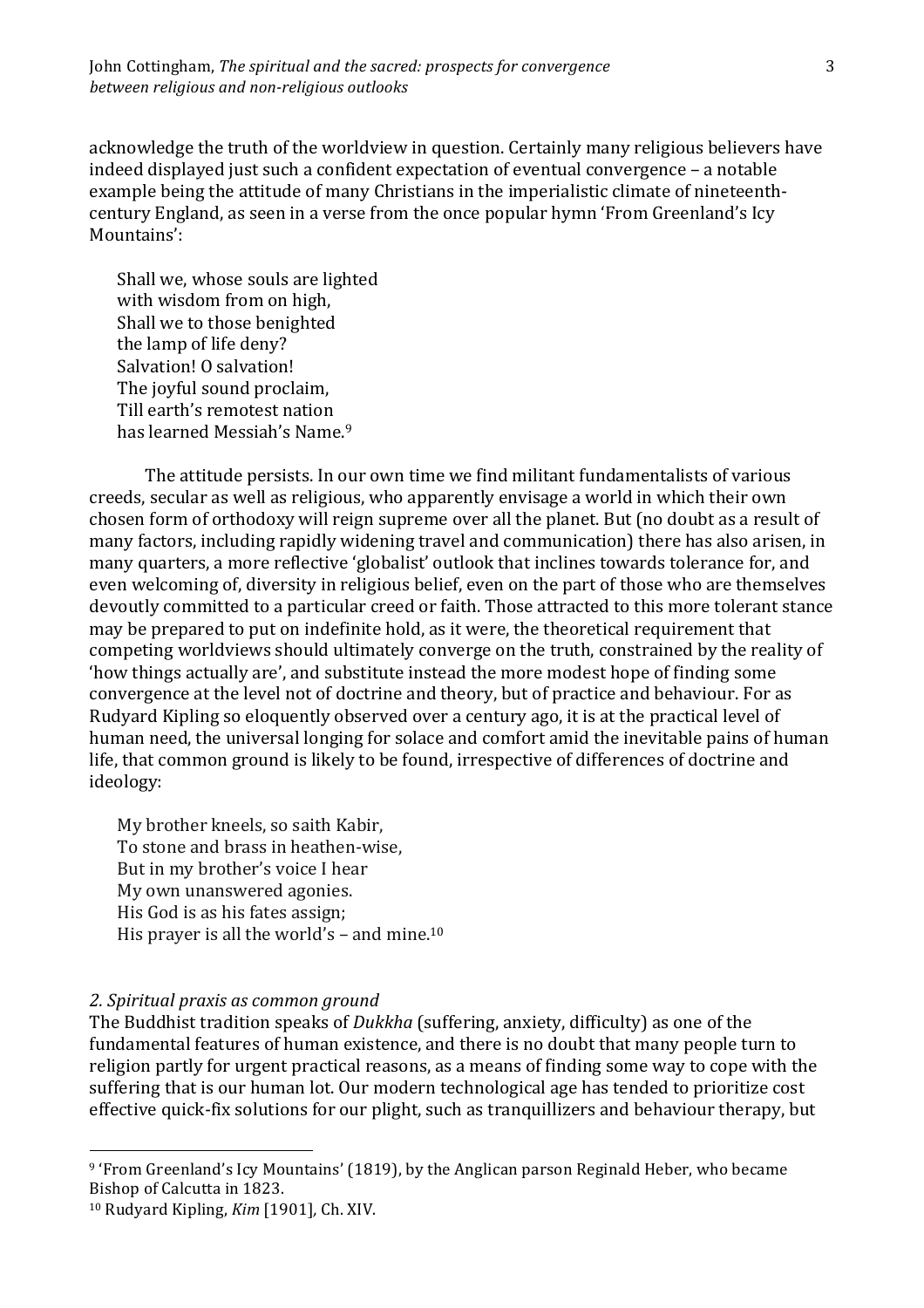acknowledge the truth of the worldview in question. Certainly many religious believers have indeed displayed just such a confident expectation of eventual convergence – a notable example being the attitude of many Christians in the imperialistic climate of nineteenth-century England, as seen in a verse from the once popular hymn 'From Greenland's Icy Mountains':

> Shall we, whose souls are lighted
> with wisdom from on high,
> Shall we to those benighted
> the lamp of life deny?
> Salvation! O salvation!
> The joyful sound proclaim,
> Till earth's remotest nation
> has learned Messiah's Name.[9]

The attitude persists. In our own time we find militant fundamentalists of various creeds, secular as well as religious, who apparently envisage a world in which their own chosen form of orthodoxy will reign supreme over all the planet. But (no doubt as a result of many factors, including rapidly widening travel and communication) there has also arisen, in many quarters, a more reflective 'globalist' outlook that inclines towards tolerance for, and even welcoming of, diversity in religious belief, even on the part of those who are themselves devoutly committed to a particular creed or faith. Those attracted to this more tolerant stance may be prepared to put on indefinite hold, as it were, the theoretical requirement that competing worldviews should ultimately converge on the truth, constrained by the reality of 'how things actually are', and substitute instead the more modest hope of finding some convergence at the level not of doctrine and theory, but of practice and behaviour. For as Rudyard Kipling so eloquently observed over a century ago, it is at the practical level of human need, the universal longing for solace and comfort amid the inevitable pains of human life, that common ground is likely to be found, irrespective of differences of doctrine and ideology:

> My brother kneels, so saith Kabir,
> To stone and brass in heathen-wise,
> But in my brother's voice I hear
> My own unanswered agonies.
> His God is as his fates assign;
> His prayer is all the world's – and mine.[10]

### *2. Spiritual praxis as common ground*

The Buddhist tradition speaks of *Dukkha* (suffering, anxiety, difficulty) as one of the fundamental features of human existence, and there is no doubt that many people turn to religion partly for urgent practical reasons, as a means of finding some way to cope with the suffering that is our human lot. Our modern technological age has tended to prioritize cost effective quick-fix solutions for our plight, such as tranquillizers and behaviour therapy, but

---

[9] 'From Greenland's Icy Mountains' (1819), by the Anglican parson Reginald Heber, who became Bishop of Calcutta in 1823.

[10] Rudyard Kipling, *Kim* [1901], Ch. XIV.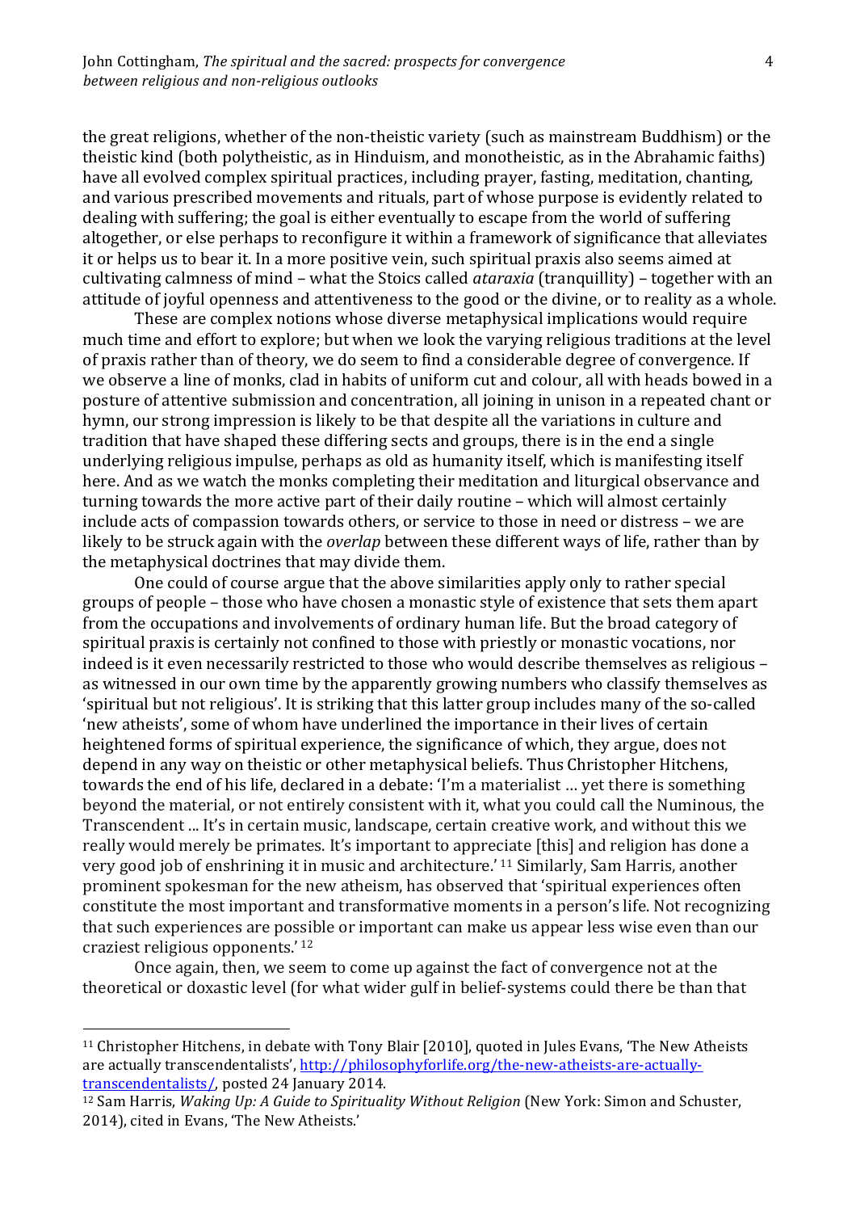the great religions, whether of the non-theistic variety (such as mainstream Buddhism) or the theistic kind (both polytheistic, as in Hinduism, and monotheistic, as in the Abrahamic faiths) have all evolved complex spiritual practices, including prayer, fasting, meditation, chanting, and various prescribed movements and rituals, part of whose purpose is evidently related to dealing with suffering; the goal is either eventually to escape from the world of suffering altogether, or else perhaps to reconfigure it within a framework of significance that alleviates it or helps us to bear it. In a more positive vein, such spiritual praxis also seems aimed at cultivating calmness of mind – what the Stoics called *ataraxia* (tranquillity) – together with an attitude of joyful openness and attentiveness to the good or the divine, or to reality as a whole.

These are complex notions whose diverse metaphysical implications would require much time and effort to explore; but when we look the varying religious traditions at the level of praxis rather than of theory, we do seem to find a considerable degree of convergence. If we observe a line of monks, clad in habits of uniform cut and colour, all with heads bowed in a posture of attentive submission and concentration, all joining in unison in a repeated chant or hymn, our strong impression is likely to be that despite all the variations in culture and tradition that have shaped these differing sects and groups, there is in the end a single underlying religious impulse, perhaps as old as humanity itself, which is manifesting itself here. And as we watch the monks completing their meditation and liturgical observance and turning towards the more active part of their daily routine – which will almost certainly include acts of compassion towards others, or service to those in need or distress – we are likely to be struck again with the *overlap* between these different ways of life, rather than by the metaphysical doctrines that may divide them.

One could of course argue that the above similarities apply only to rather special groups of people – those who have chosen a monastic style of existence that sets them apart from the occupations and involvements of ordinary human life. But the broad category of spiritual praxis is certainly not confined to those with priestly or monastic vocations, nor indeed is it even necessarily restricted to those who would describe themselves as religious – as witnessed in our own time by the apparently growing numbers who classify themselves as 'spiritual but not religious'. It is striking that this latter group includes many of the so-called 'new atheists', some of whom have underlined the importance in their lives of certain heightened forms of spiritual experience, the significance of which, they argue, does not depend in any way on theistic or other metaphysical beliefs. Thus Christopher Hitchens, towards the end of his life, declared in a debate: 'I'm a materialist … yet there is something beyond the material, or not entirely consistent with it, what you could call the Numinous, the Transcendent ... It's in certain music, landscape, certain creative work, and without this we really would merely be primates. It's important to appreciate [this] and religion has done a very good job of enshrining it in music and architecture.' [11] Similarly, Sam Harris, another prominent spokesman for the new atheism, has observed that 'spiritual experiences often constitute the most important and transformative moments in a person's life. Not recognizing that such experiences are possible or important can make us appear less wise even than our craziest religious opponents.' [12]

Once again, then, we seem to come up against the fact of convergence not at the theoretical or doxastic level (for what wider gulf in belief-systems could there be than that

---

[11] Christopher Hitchens, in debate with Tony Blair [2010], quoted in Jules Evans, 'The New Atheists are actually transcendentalists', http://philosophyforlife.org/the-new-atheists-are-actually-transcendentalists/, posted 24 January 2014.

[12] Sam Harris, *Waking Up: A Guide to Spirituality Without Religion* (New York: Simon and Schuster, 2014), cited in Evans, 'The New Atheists.'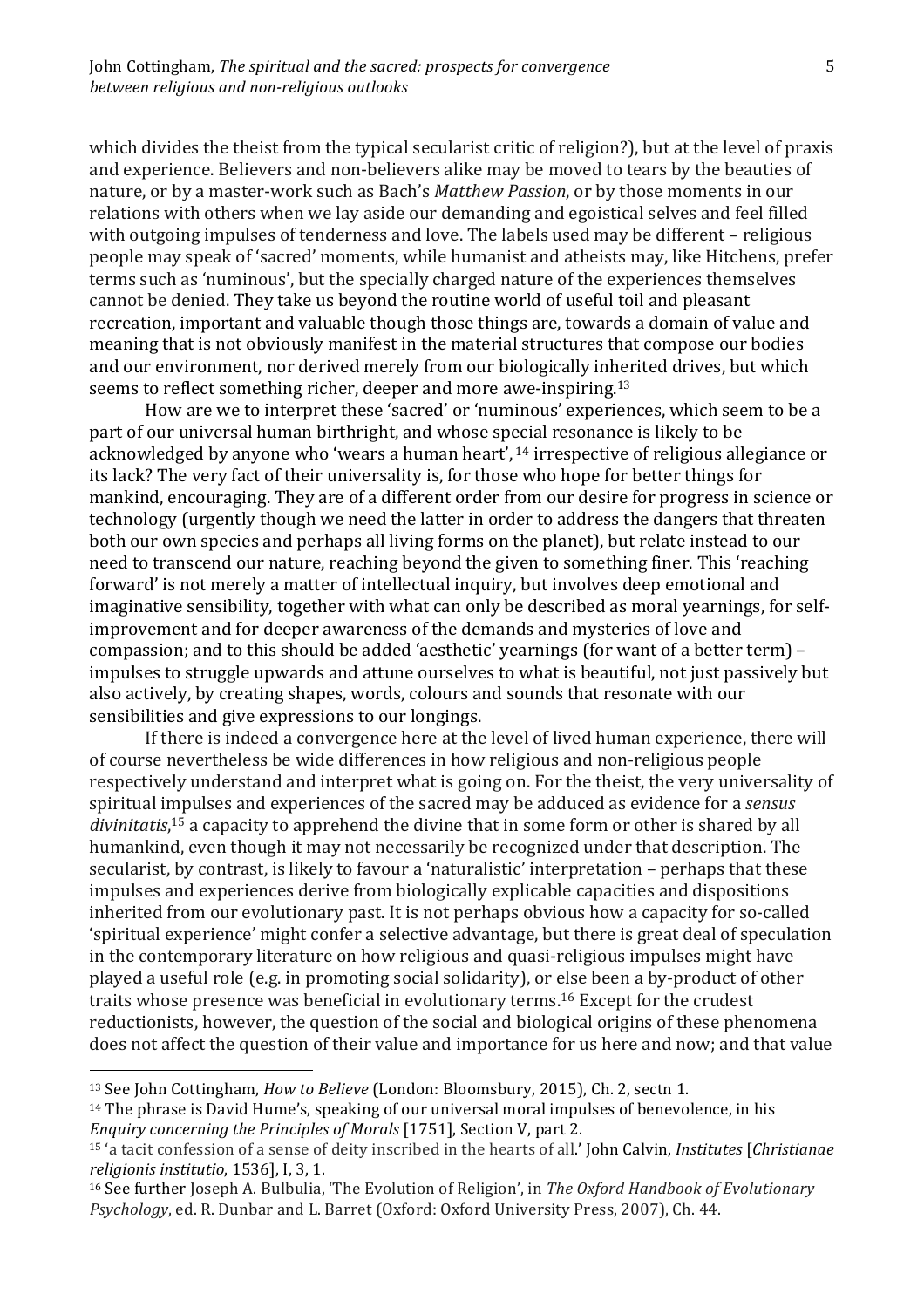which divides the theist from the typical secularist critic of religion?), but at the level of praxis and experience. Believers and non-believers alike may be moved to tears by the beauties of nature, or by a master-work such as Bach's *Matthew Passion*, or by those moments in our relations with others when we lay aside our demanding and egoistical selves and feel filled with outgoing impulses of tenderness and love. The labels used may be different – religious people may speak of 'sacred' moments, while humanist and atheists may, like Hitchens, prefer terms such as 'numinous', but the specially charged nature of the experiences themselves cannot be denied. They take us beyond the routine world of useful toil and pleasant recreation, important and valuable though those things are, towards a domain of value and meaning that is not obviously manifest in the material structures that compose our bodies and our environment, nor derived merely from our biologically inherited drives, but which seems to reflect something richer, deeper and more awe-inspiring.[13]

How are we to interpret these 'sacred' or 'numinous' experiences, which seem to be a part of our universal human birthright, and whose special resonance is likely to be acknowledged by anyone who 'wears a human heart',[14] irrespective of religious allegiance or its lack? The very fact of their universality is, for those who hope for better things for mankind, encouraging. They are of a different order from our desire for progress in science or technology (urgently though we need the latter in order to address the dangers that threaten both our own species and perhaps all living forms on the planet), but relate instead to our need to transcend our nature, reaching beyond the given to something finer. This 'reaching forward' is not merely a matter of intellectual inquiry, but involves deep emotional and imaginative sensibility, together with what can only be described as moral yearnings, for self-improvement and for deeper awareness of the demands and mysteries of love and compassion; and to this should be added 'aesthetic' yearnings (for want of a better term) – impulses to struggle upwards and attune ourselves to what is beautiful, not just passively but also actively, by creating shapes, words, colours and sounds that resonate with our sensibilities and give expressions to our longings.

If there is indeed a convergence here at the level of lived human experience, there will of course nevertheless be wide differences in how religious and non-religious people respectively understand and interpret what is going on. For the theist, the very universality of spiritual impulses and experiences of the sacred may be adduced as evidence for a *sensus divinitatis*,[15] a capacity to apprehend the divine that in some form or other is shared by all humankind, even though it may not necessarily be recognized under that description. The secularist, by contrast, is likely to favour a 'naturalistic' interpretation – perhaps that these impulses and experiences derive from biologically explicable capacities and dispositions inherited from our evolutionary past. It is not perhaps obvious how a capacity for so-called 'spiritual experience' might confer a selective advantage, but there is great deal of speculation in the contemporary literature on how religious and quasi-religious impulses might have played a useful role (e.g. in promoting social solidarity), or else been a by-product of other traits whose presence was beneficial in evolutionary terms.[16] Except for the crudest reductionists, however, the question of the social and biological origins of these phenomena does not affect the question of their value and importance for us here and now; and that value

---

[13] See John Cottingham, *How to Believe* (London: Bloomsbury, 2015), Ch. 2, sectn 1.

[14] The phrase is David Hume's, speaking of our universal moral impulses of benevolence, in his *Enquiry concerning the Principles of Morals* [1751], Section V, part 2.

[15] 'a tacit confession of a sense of deity inscribed in the hearts of all.' John Calvin, *Institutes* [*Christianae religionis institutio*, 1536], I, 3, 1.

[16] See further Joseph A. Bulbulia, 'The Evolution of Religion', in *The Oxford Handbook of Evolutionary Psychology*, ed. R. Dunbar and L. Barret (Oxford: Oxford University Press, 2007), Ch. 44.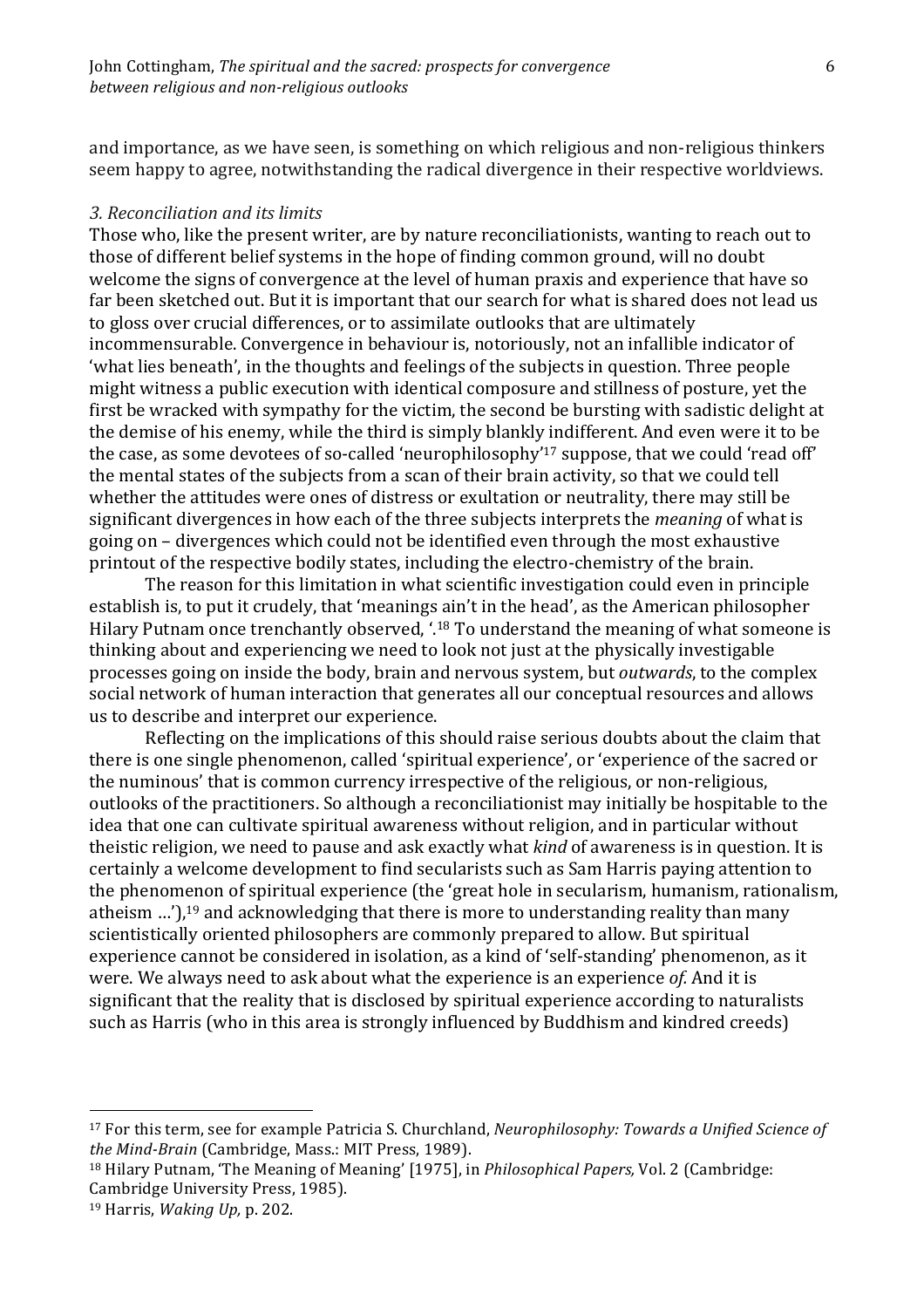and importance, as we have seen, is something on which religious and non-religious thinkers seem happy to agree, notwithstanding the radical divergence in their respective worldviews.

### *3. Reconciliation and its limits*

Those who, like the present writer, are by nature reconciliationists, wanting to reach out to those of different belief systems in the hope of finding common ground, will no doubt welcome the signs of convergence at the level of human praxis and experience that have so far been sketched out. But it is important that our search for what is shared does not lead us to gloss over crucial differences, or to assimilate outlooks that are ultimately incommensurable. Convergence in behaviour is, notoriously, not an infallible indicator of 'what lies beneath', in the thoughts and feelings of the subjects in question. Three people might witness a public execution with identical composure and stillness of posture, yet the first be wracked with sympathy for the victim, the second be bursting with sadistic delight at the demise of his enemy, while the third is simply blankly indifferent. And even were it to be the case, as some devotees of so-called 'neurophilosophy'[17] suppose, that we could 'read off' the mental states of the subjects from a scan of their brain activity, so that we could tell whether the attitudes were ones of distress or exultation or neutrality, there may still be significant divergences in how each of the three subjects interprets the *meaning* of what is going on – divergences which could not be identified even through the most exhaustive printout of the respective bodily states, including the electro-chemistry of the brain.

The reason for this limitation in what scientific investigation could even in principle establish is, to put it crudely, that 'meanings ain't in the head', as the American philosopher Hilary Putnam once trenchantly observed, '.[18] To understand the meaning of what someone is thinking about and experiencing we need to look not just at the physically investigable processes going on inside the body, brain and nervous system, but *outwards*, to the complex social network of human interaction that generates all our conceptual resources and allows us to describe and interpret our experience.

Reflecting on the implications of this should raise serious doubts about the claim that there is one single phenomenon, called 'spiritual experience', or 'experience of the sacred or the numinous' that is common currency irrespective of the religious, or non-religious, outlooks of the practitioners. So although a reconciliationist may initially be hospitable to the idea that one can cultivate spiritual awareness without religion, and in particular without theistic religion, we need to pause and ask exactly what *kind* of awareness is in question. It is certainly a welcome development to find secularists such as Sam Harris paying attention to the phenomenon of spiritual experience (the 'great hole in secularism, humanism, rationalism, atheism …'),[19] and acknowledging that there is more to understanding reality than many scientistically oriented philosophers are commonly prepared to allow. But spiritual experience cannot be considered in isolation, as a kind of 'self-standing' phenomenon, as it were. We always need to ask about what the experience is an experience *of*. And it is significant that the reality that is disclosed by spiritual experience according to naturalists such as Harris (who in this area is strongly influenced by Buddhism and kindred creeds)

---

[17] For this term, see for example Patricia S. Churchland, *Neurophilosophy: Towards a Unified Science of the Mind-Brain* (Cambridge, Mass.: MIT Press, 1989).

[18] Hilary Putnam, 'The Meaning of Meaning' [1975], in *Philosophical Papers,* Vol. 2 (Cambridge: Cambridge University Press, 1985).

[19] Harris, *Waking Up,* p. 202.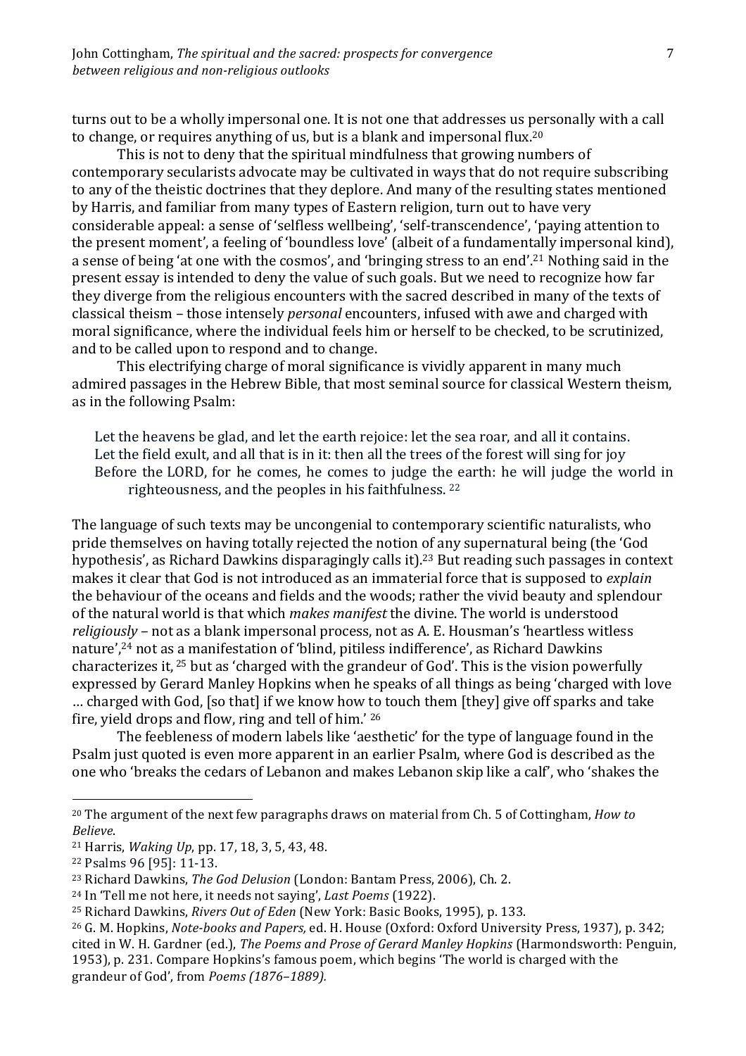turns out to be a wholly impersonal one. It is not one that addresses us personally with a call to change, or requires anything of us, but is a blank and impersonal flux.[20]

This is not to deny that the spiritual mindfulness that growing numbers of contemporary secularists advocate may be cultivated in ways that do not require subscribing to any of the theistic doctrines that they deplore. And many of the resulting states mentioned by Harris, and familiar from many types of Eastern religion, turn out to have very considerable appeal: a sense of 'selfless wellbeing', 'self-transcendence', 'paying attention to the present moment', a feeling of 'boundless love' (albeit of a fundamentally impersonal kind), a sense of being 'at one with the cosmos', and 'bringing stress to an end'.[21] Nothing said in the present essay is intended to deny the value of such goals. But we need to recognize how far they diverge from the religious encounters with the sacred described in many of the texts of classical theism – those intensely *personal* encounters, infused with awe and charged with moral significance, where the individual feels him or herself to be checked, to be scrutinized, and to be called upon to respond and to change.

This electrifying charge of moral significance is vividly apparent in many much admired passages in the Hebrew Bible, that most seminal source for classical Western theism, as in the following Psalm:

> Let the heavens be glad, and let the earth rejoice: let the sea roar, and all it contains.
> Let the field exult, and all that is in it: then all the trees of the forest will sing for joy
> Before the LORD, for he comes, he comes to judge the earth: he will judge the world in righteousness, and the peoples in his faithfulness. [22]

The language of such texts may be uncongenial to contemporary scientific naturalists, who pride themselves on having totally rejected the notion of any supernatural being (the 'God hypothesis', as Richard Dawkins disparagingly calls it).[23] But reading such passages in context makes it clear that God is not introduced as an immaterial force that is supposed to *explain* the behaviour of the oceans and fields and the woods; rather the vivid beauty and splendour of the natural world is that which *makes manifest* the divine. The world is understood *religiously* – not as a blank impersonal process, not as A. E. Housman's 'heartless witless nature',[24] not as a manifestation of 'blind, pitiless indifference', as Richard Dawkins characterizes it,[25] but as 'charged with the grandeur of God'. This is the vision powerfully expressed by Gerard Manley Hopkins when he speaks of all things as being 'charged with love … charged with God, [so that] if we know how to touch them [they] give off sparks and take fire, yield drops and flow, ring and tell of him.' [26]

The feebleness of modern labels like 'aesthetic' for the type of language found in the Psalm just quoted is even more apparent in an earlier Psalm, where God is described as the one who 'breaks the cedars of Lebanon and makes Lebanon skip like a calf', who 'shakes the

---

[20] The argument of the next few paragraphs draws on material from Ch. 5 of Cottingham, *How to Believe*.

[21] Harris, *Waking Up*, pp. 17, 18, 3, 5, 43, 48.

[22] Psalms 96 [95]: 11-13.

[23] Richard Dawkins, *The God Delusion* (London: Bantam Press, 2006), Ch. 2.

[24] In 'Tell me not here, it needs not saying', *Last Poems* (1922).

[25] Richard Dawkins, *Rivers Out of Eden* (New York: Basic Books, 1995), p. 133.

[26] G. M. Hopkins, *Note-books and Papers,* ed. H. House (Oxford: Oxford University Press, 1937), p. 342; cited in W. H. Gardner (ed.), *The Poems and Prose of Gerard Manley Hopkins* (Harmondsworth: Penguin, 1953), p. 231. Compare Hopkins's famous poem, which begins 'The world is charged with the grandeur of God', from *Poems (1876–1889).*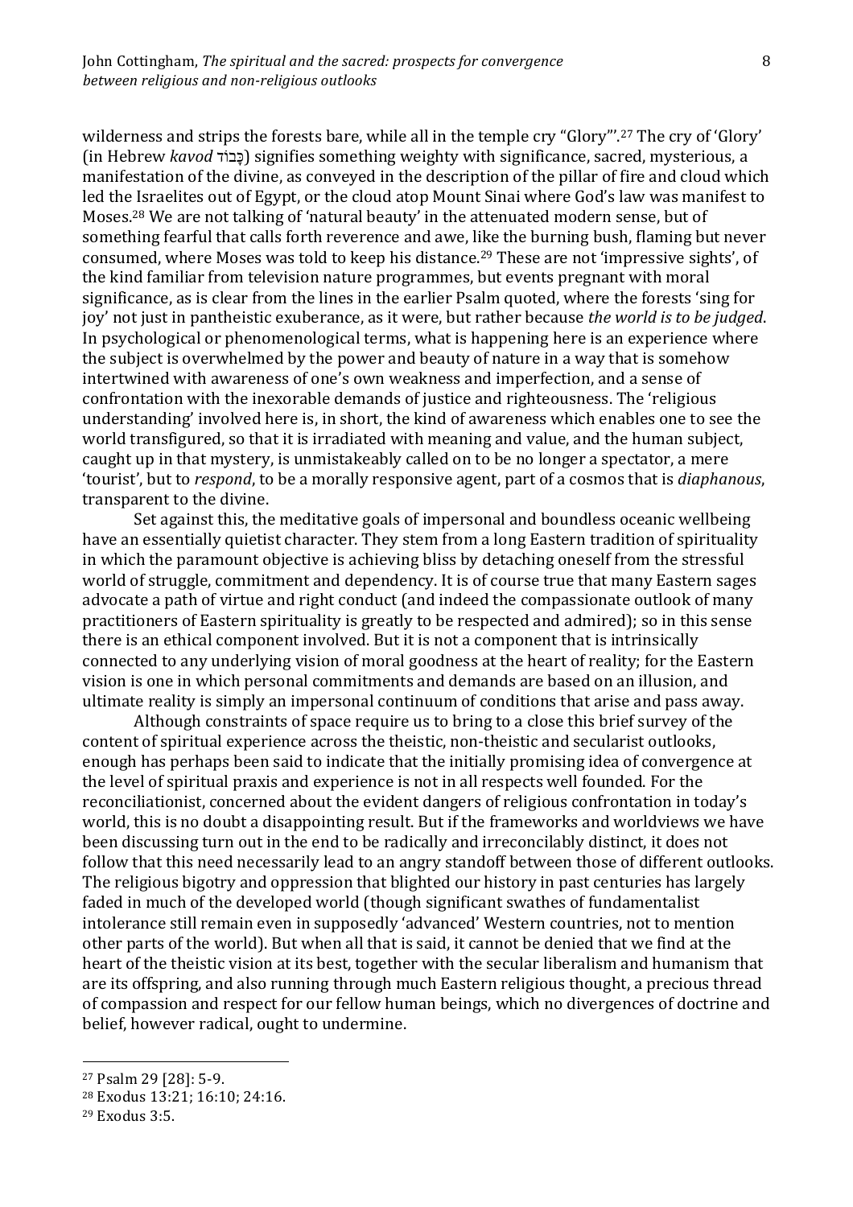wilderness and strips the forests bare, while all in the temple cry "Glory"'.[27] The cry of 'Glory' (in Hebrew *kavod* כָּבוֹד) signifies something weighty with significance, sacred, mysterious, a manifestation of the divine, as conveyed in the description of the pillar of fire and cloud which led the Israelites out of Egypt, or the cloud atop Mount Sinai where God's law was manifest to Moses.[28] We are not talking of 'natural beauty' in the attenuated modern sense, but of something fearful that calls forth reverence and awe, like the burning bush, flaming but never consumed, where Moses was told to keep his distance.[29] These are not 'impressive sights', of the kind familiar from television nature programmes, but events pregnant with moral significance, as is clear from the lines in the earlier Psalm quoted, where the forests 'sing for joy' not just in pantheistic exuberance, as it were, but rather because *the world is to be judged*. In psychological or phenomenological terms, what is happening here is an experience where the subject is overwhelmed by the power and beauty of nature in a way that is somehow intertwined with awareness of one's own weakness and imperfection, and a sense of confrontation with the inexorable demands of justice and righteousness. The 'religious understanding' involved here is, in short, the kind of awareness which enables one to see the world transfigured, so that it is irradiated with meaning and value, and the human subject, caught up in that mystery, is unmistakeably called on to be no longer a spectator, a mere 'tourist', but to *respond*, to be a morally responsive agent, part of a cosmos that is *diaphanous*, transparent to the divine.

Set against this, the meditative goals of impersonal and boundless oceanic wellbeing have an essentially quietist character. They stem from a long Eastern tradition of spirituality in which the paramount objective is achieving bliss by detaching oneself from the stressful world of struggle, commitment and dependency. It is of course true that many Eastern sages advocate a path of virtue and right conduct (and indeed the compassionate outlook of many practitioners of Eastern spirituality is greatly to be respected and admired); so in this sense there is an ethical component involved. But it is not a component that is intrinsically connected to any underlying vision of moral goodness at the heart of reality; for the Eastern vision is one in which personal commitments and demands are based on an illusion, and ultimate reality is simply an impersonal continuum of conditions that arise and pass away.

Although constraints of space require us to bring to a close this brief survey of the content of spiritual experience across the theistic, non-theistic and secularist outlooks, enough has perhaps been said to indicate that the initially promising idea of convergence at the level of spiritual praxis and experience is not in all respects well founded. For the reconciliationist, concerned about the evident dangers of religious confrontation in today's world, this is no doubt a disappointing result. But if the frameworks and worldviews we have been discussing turn out in the end to be radically and irreconcilably distinct, it does not follow that this need necessarily lead to an angry standoff between those of different outlooks. The religious bigotry and oppression that blighted our history in past centuries has largely faded in much of the developed world (though significant swathes of fundamentalist intolerance still remain even in supposedly 'advanced' Western countries, not to mention other parts of the world). But when all that is said, it cannot be denied that we find at the heart of the theistic vision at its best, together with the secular liberalism and humanism that are its offspring, and also running through much Eastern religious thought, a precious thread of compassion and respect for our fellow human beings, which no divergences of doctrine and belief, however radical, ought to undermine.

---

[27] Psalm 29 [28]: 5-9.

[28] Exodus 13:21; 16:10; 24:16.

[29] Exodus 3:5.